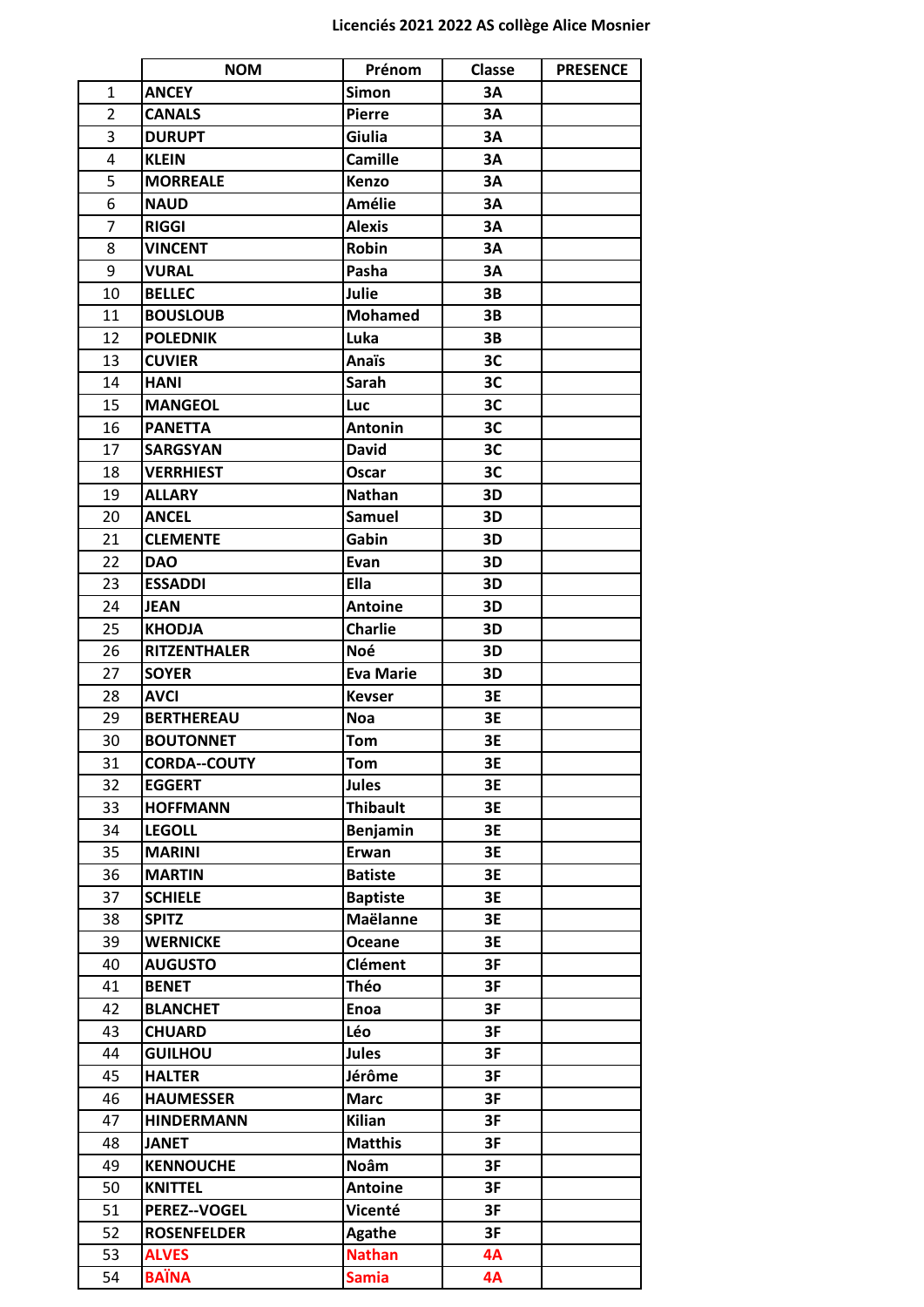# Licenciés 2021 2022 AS collège Alice Mosnier

| | NOM | Prénom | Classe | PRESENCE |
|---|---|---|---|---|
| 1 | ANCEY | Simon | 3A | |
| 2 | CANALS | Pierre | 3A | |
| 3 | DURUPT | Giulia | 3A | |
| 4 | KLEIN | Camille | 3A | |
| 5 | MORREALE | Kenzo | 3A | |
| 6 | NAUD | Amélie | 3A | |
| 7 | RIGGI | Alexis | 3A | |
| 8 | VINCENT | Robin | 3A | |
| 9 | VURAL | Pasha | 3A | |
| 10 | BELLEC | Julie | 3B | |
| 11 | BOUSLOUB | Mohamed | 3B | |
| 12 | POLEDNIK | Luka | 3B | |
| 13 | CUVIER | Anaïs | 3C | |
| 14 | HANI | Sarah | 3C | |
| 15 | MANGEOL | Luc | 3C | |
| 16 | PANETTA | Antonin | 3C | |
| 17 | SARGSYAN | David | 3C | |
| 18 | VERRHIEST | Oscar | 3C | |
| 19 | ALLARY | Nathan | 3D | |
| 20 | ANCEL | Samuel | 3D | |
| 21 | CLEMENTE | Gabin | 3D | |
| 22 | DAO | Evan | 3D | |
| 23 | ESSADDI | Ella | 3D | |
| 24 | JEAN | Antoine | 3D | |
| 25 | KHODJA | Charlie | 3D | |
| 26 | RITZENTHALER | Noé | 3D | |
| 27 | SOYER | Eva Marie | 3D | |
| 28 | AVCI | Kevser | 3E | |
| 29 | BERTHEREAU | Noa | 3E | |
| 30 | BOUTONNET | Tom | 3E | |
| 31 | CORDA--COUTY | Tom | 3E | |
| 32 | EGGERT | Jules | 3E | |
| 33 | HOFFMANN | Thibault | 3E | |
| 34 | LEGOLL | Benjamin | 3E | |
| 35 | MARINI | Erwan | 3E | |
| 36 | MARTIN | Batiste | 3E | |
| 37 | SCHIELE | Baptiste | 3E | |
| 38 | SPITZ | Maëlanne | 3E | |
| 39 | WERNICKE | Oceane | 3E | |
| 40 | AUGUSTO | Clément | 3F | |
| 41 | BENET | Théo | 3F | |
| 42 | BLANCHET | Enoa | 3F | |
| 43 | CHUARD | Léo | 3F | |
| 44 | GUILHOU | Jules | 3F | |
| 45 | HALTER | Jérôme | 3F | |
| 46 | HAUMESSER | Marc | 3F | |
| 47 | HINDERMANN | Kilian | 3F | |
| 48 | JANET | Matthis | 3F | |
| 49 | KENNOUCHE | Noâm | 3F | |
| 50 | KNITTEL | Antoine | 3F | |
| 51 | PEREZ--VOGEL | Vicenté | 3F | |
| 52 | ROSENFELDER | Agathe | 3F | |
| 53 | ALVES | Nathan | 4A | |
| 54 | BAÏNA | Samia | 4A | |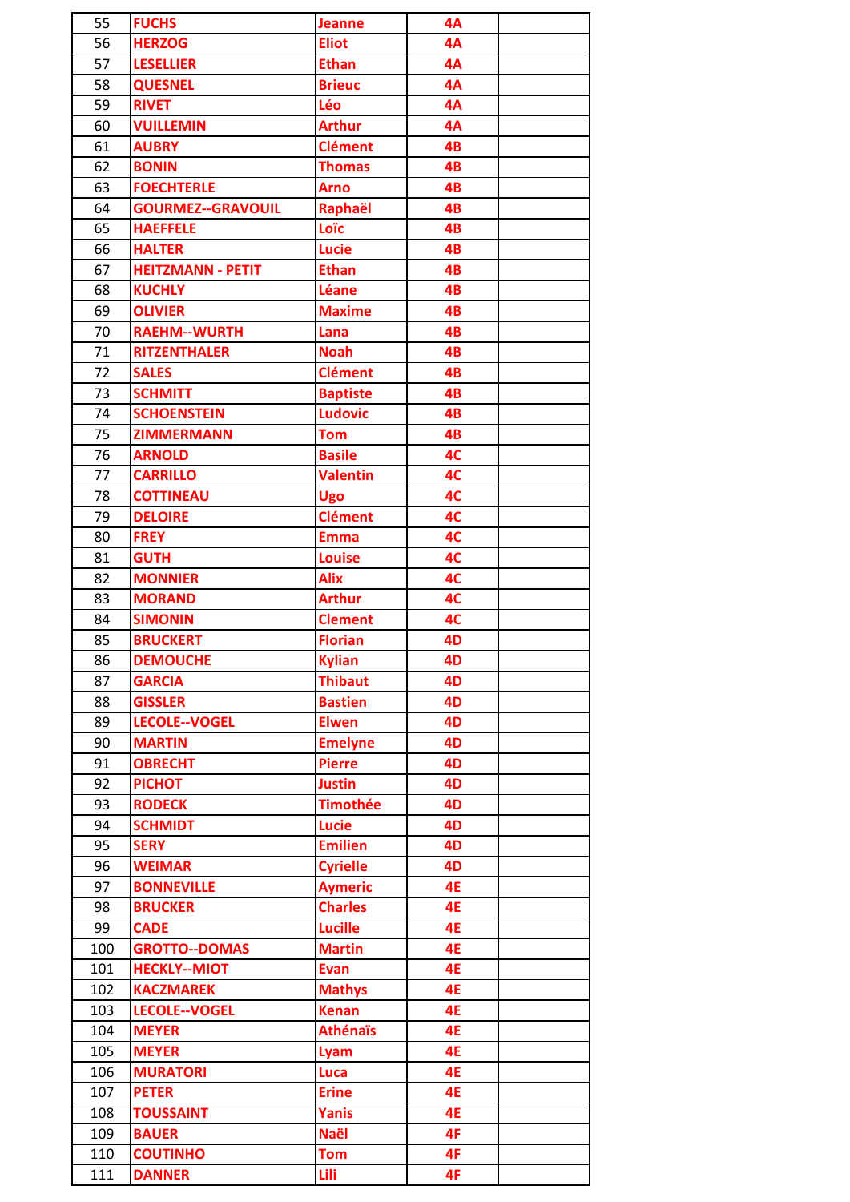| | | | | |
|---|---|---|---|---|
| 55 | FUCHS | Jeanne | 4A | |
| 56 | HERZOG | Eliot | 4A | |
| 57 | LESELLIER | Ethan | 4A | |
| 58 | QUESNEL | Brieuc | 4A | |
| 59 | RIVET | Léo | 4A | |
| 60 | VUILLEMIN | Arthur | 4A | |
| 61 | AUBRY | Clément | 4B | |
| 62 | BONIN | Thomas | 4B | |
| 63 | FOECHTERLE | Arno | 4B | |
| 64 | GOURMEZ--GRAVOUIL | Raphaël | 4B | |
| 65 | HAEFFELE | Loïc | 4B | |
| 66 | HALTER | Lucie | 4B | |
| 67 | HEITZMANN - PETIT | Ethan | 4B | |
| 68 | KUCHLY | Léane | 4B | |
| 69 | OLIVIER | Maxime | 4B | |
| 70 | RAEHM--WURTH | Lana | 4B | |
| 71 | RITZENTHALER | Noah | 4B | |
| 72 | SALES | Clément | 4B | |
| 73 | SCHMITT | Baptiste | 4B | |
| 74 | SCHOENSTEIN | Ludovic | 4B | |
| 75 | ZIMMERMANN | Tom | 4B | |
| 76 | ARNOLD | Basile | 4C | |
| 77 | CARRILLO | Valentin | 4C | |
| 78 | COTTINEAU | Ugo | 4C | |
| 79 | DELOIRE | Clément | 4C | |
| 80 | FREY | Emma | 4C | |
| 81 | GUTH | Louise | 4C | |
| 82 | MONNIER | Alix | 4C | |
| 83 | MORAND | Arthur | 4C | |
| 84 | SIMONIN | Clement | 4C | |
| 85 | BRUCKERT | Florian | 4D | |
| 86 | DEMOUCHE | Kylian | 4D | |
| 87 | GARCIA | Thibaut | 4D | |
| 88 | GISSLER | Bastien | 4D | |
| 89 | LECOLE--VOGEL | Elwen | 4D | |
| 90 | MARTIN | Emelyne | 4D | |
| 91 | OBRECHT | Pierre | 4D | |
| 92 | PICHOT | Justin | 4D | |
| 93 | RODECK | Timothée | 4D | |
| 94 | SCHMIDT | Lucie | 4D | |
| 95 | SERY | Emilien | 4D | |
| 96 | WEIMAR | Cyrielle | 4D | |
| 97 | BONNEVILLE | Aymeric | 4E | |
| 98 | BRUCKER | Charles | 4E | |
| 99 | CADE | Lucille | 4E | |
| 100 | GROTTO--DOMAS | Martin | 4E | |
| 101 | HECKLY--MIOT | Evan | 4E | |
| 102 | KACZMAREK | Mathys | 4E | |
| 103 | LECOLE--VOGEL | Kenan | 4E | |
| 104 | MEYER | Athénaïs | 4E | |
| 105 | MEYER | Lyam | 4E | |
| 106 | MURATORI | Luca | 4E | |
| 107 | PETER | Erine | 4E | |
| 108 | TOUSSAINT | Yanis | 4E | |
| 109 | BAUER | Naël | 4F | |
| 110 | COUTINHO | Tom | 4F | |
| 111 | DANNER | Lili | 4F | |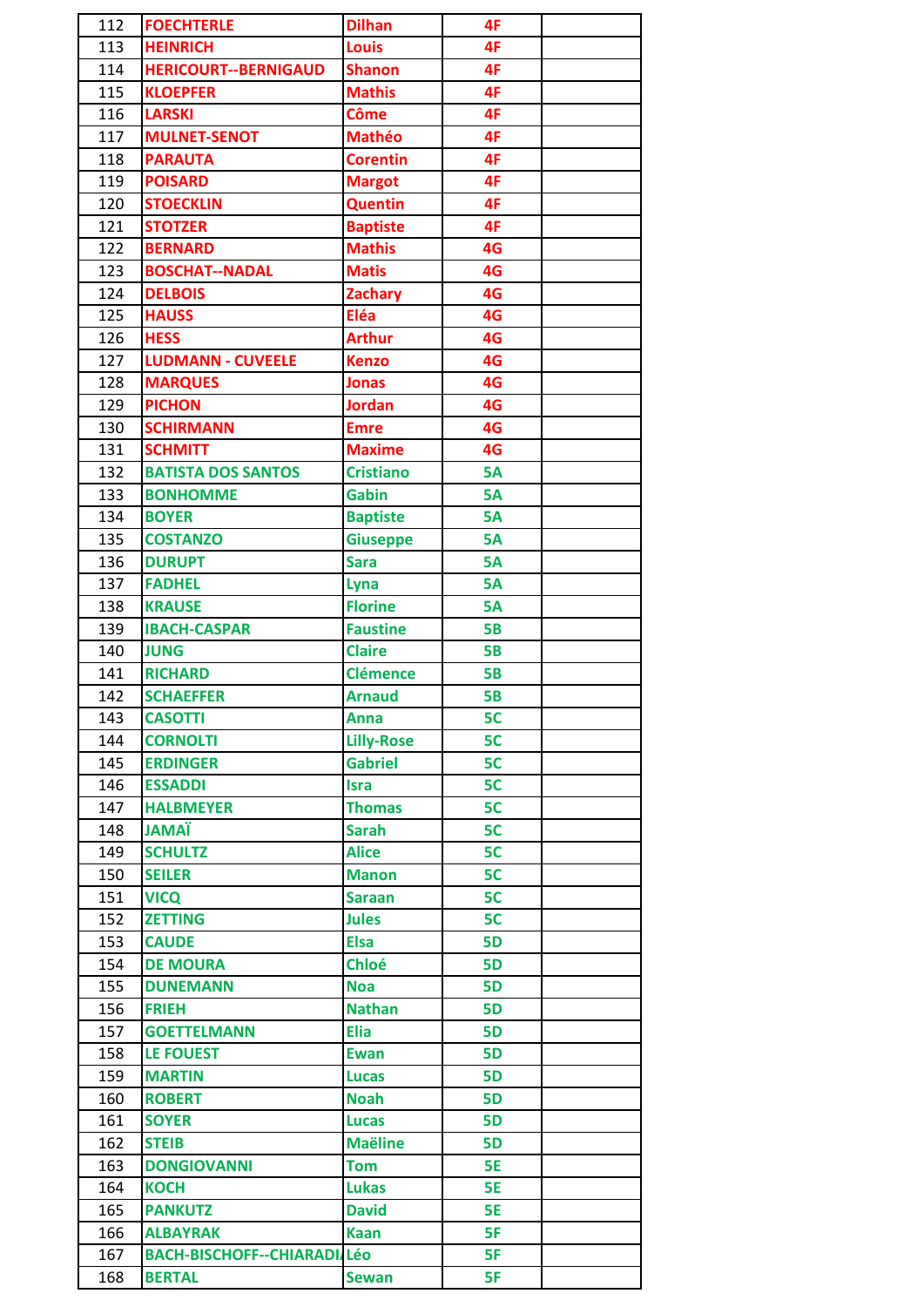| 112 | FOECHTERLE | Dilhan | 4F | |
|---|---|---|---|---|
| 113 | HEINRICH | Louis | 4F | |
| 114 | HERICOURT--BERNIGAUD | Shanon | 4F | |
| 115 | KLOEPFER | Mathis | 4F | |
| 116 | LARSKI | Côme | 4F | |
| 117 | MULNET-SENOT | Mathéo | 4F | |
| 118 | PARAUTA | Corentin | 4F | |
| 119 | POISARD | Margot | 4F | |
| 120 | STOECKLIN | Quentin | 4F | |
| 121 | STOTZER | Baptiste | 4F | |
| 122 | BERNARD | Mathis | 4G | |
| 123 | BOSCHAT--NADAL | Matis | 4G | |
| 124 | DELBOIS | Zachary | 4G | |
| 125 | HAUSS | Eléa | 4G | |
| 126 | HESS | Arthur | 4G | |
| 127 | LUDMANN - CUVEELE | Kenzo | 4G | |
| 128 | MARQUES | Jonas | 4G | |
| 129 | PICHON | Jordan | 4G | |
| 130 | SCHIRMANN | Emre | 4G | |
| 131 | SCHMITT | Maxime | 4G | |
| 132 | BATISTA DOS SANTOS | Cristiano | 5A | |
| 133 | BONHOMME | Gabin | 5A | |
| 134 | BOYER | Baptiste | 5A | |
| 135 | COSTANZO | Giuseppe | 5A | |
| 136 | DURUPT | Sara | 5A | |
| 137 | FADHEL | Lyna | 5A | |
| 138 | KRAUSE | Florine | 5A | |
| 139 | IBACH-CASPAR | Faustine | 5B | |
| 140 | JUNG | Claire | 5B | |
| 141 | RICHARD | Clémence | 5B | |
| 142 | SCHAEFFER | Arnaud | 5B | |
| 143 | CASOTTI | Anna | 5C | |
| 144 | CORNOLTI | Lilly-Rose | 5C | |
| 145 | ERDINGER | Gabriel | 5C | |
| 146 | ESSADDI | Isra | 5C | |
| 147 | HALBMEYER | Thomas | 5C | |
| 148 | JAMAÏ | Sarah | 5C | |
| 149 | SCHULTZ | Alice | 5C | |
| 150 | SEILER | Manon | 5C | |
| 151 | VICQ | Saraan | 5C | |
| 152 | ZETTING | Jules | 5C | |
| 153 | CAUDE | Elsa | 5D | |
| 154 | DE MOURA | Chloé | 5D | |
| 155 | DUNEMANN | Noa | 5D | |
| 156 | FRIEH | Nathan | 5D | |
| 157 | GOETTELMANN | Elia | 5D | |
| 158 | LE FOUEST | Ewan | 5D | |
| 159 | MARTIN | Lucas | 5D | |
| 160 | ROBERT | Noah | 5D | |
| 161 | SOYER | Lucas | 5D | |
| 162 | STEIB | Maëline | 5D | |
| 163 | DONGIOVANNI | Tom | 5E | |
| 164 | KOCH | Lukas | 5E | |
| 165 | PANKUTZ | David | 5E | |
| 166 | ALBAYRAK | Kaan | 5F | |
| 167 | BACH-BISCHOFF--CHIARADI | Léo | 5F | |
| 168 | BERTAL | Sewan | 5F | |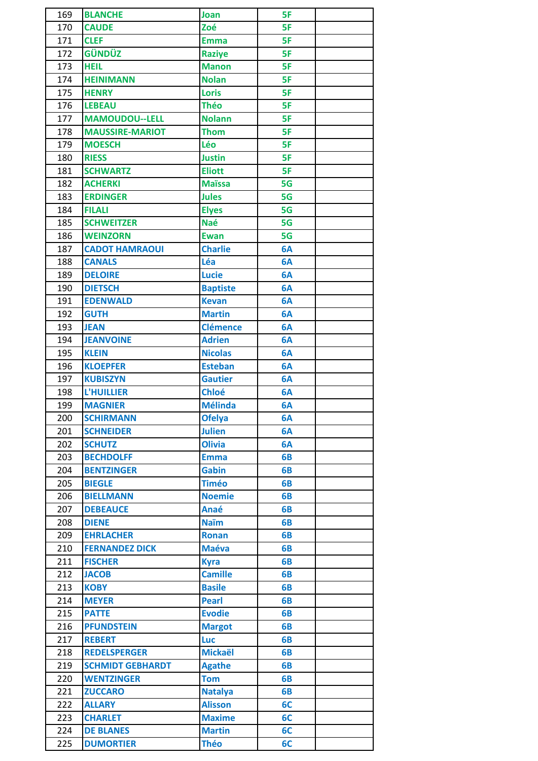| 169 | BLANCHE | Joan | 5F | |
|---|---|---|---|---|
| 170 | CAUDE | Zoé | 5F | |
| 171 | CLEF | Emma | 5F | |
| 172 | GÜNDÜZ | Raziye | 5F | |
| 173 | HEIL | Manon | 5F | |
| 174 | HEINIMANN | Nolan | 5F | |
| 175 | HENRY | Loris | 5F | |
| 176 | LEBEAU | Théo | 5F | |
| 177 | MAMOUDOU--LELL | Nolann | 5F | |
| 178 | MAUSSIRE-MARIOT | Thom | 5F | |
| 179 | MOESCH | Léo | 5F | |
| 180 | RIESS | Justin | 5F | |
| 181 | SCHWARTZ | Eliott | 5F | |
| 182 | ACHERKI | Maïssa | 5G | |
| 183 | ERDINGER | Jules | 5G | |
| 184 | FILALI | Elyes | 5G | |
| 185 | SCHWEITZER | Naé | 5G | |
| 186 | WEINZORN | Ewan | 5G | |
| 187 | CADOT HAMRAOUI | Charlie | 6A | |
| 188 | CANALS | Léa | 6A | |
| 189 | DELOIRE | Lucie | 6A | |
| 190 | DIETSCH | Baptiste | 6A | |
| 191 | EDENWALD | Kevan | 6A | |
| 192 | GUTH | Martin | 6A | |
| 193 | JEAN | Clémence | 6A | |
| 194 | JEANVOINE | Adrien | 6A | |
| 195 | KLEIN | Nicolas | 6A | |
| 196 | KLOEPFER | Esteban | 6A | |
| 197 | KUBISZYN | Gautier | 6A | |
| 198 | L'HUILLIER | Chloé | 6A | |
| 199 | MAGNIER | Mélinda | 6A | |
| 200 | SCHIRMANN | Ofelya | 6A | |
| 201 | SCHNEIDER | Julien | 6A | |
| 202 | SCHUTZ | Olivia | 6A | |
| 203 | BECHDOLFF | Emma | 6B | |
| 204 | BENTZINGER | Gabin | 6B | |
| 205 | BIEGLE | Timéo | 6B | |
| 206 | BIELLMANN | Noemie | 6B | |
| 207 | DEBEAUCE | Anaé | 6B | |
| 208 | DIENE | Naïm | 6B | |
| 209 | EHRLACHER | Ronan | 6B | |
| 210 | FERNANDEZ DICK | Maéva | 6B | |
| 211 | FISCHER | Kyra | 6B | |
| 212 | JACOB | Camille | 6B | |
| 213 | KOBY | Basile | 6B | |
| 214 | MEYER | Pearl | 6B | |
| 215 | PATTE | Evodie | 6B | |
| 216 | PFUNDSTEIN | Margot | 6B | |
| 217 | REBERT | Luc | 6B | |
| 218 | REDELSPERGER | Mickaël | 6B | |
| 219 | SCHMIDT GEBHARDT | Agathe | 6B | |
| 220 | WENTZINGER | Tom | 6B | |
| 221 | ZUCCARO | Natalya | 6B | |
| 222 | ALLARY | Alisson | 6C | |
| 223 | CHARLET | Maxime | 6C | |
| 224 | DE BLANES | Martin | 6C | |
| 225 | DUMORTIER | Théo | 6C | |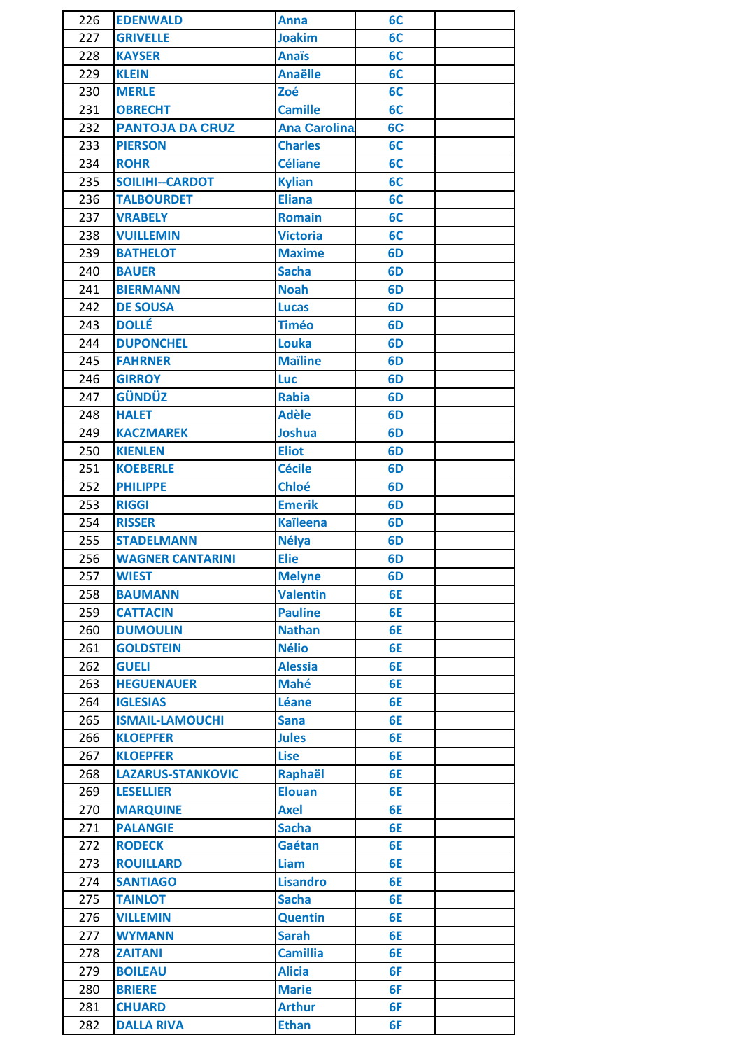| | | | | |
|---|---|---|---|---|
| 226 | EDENWALD | Anna | 6C | |
| 227 | GRIVELLE | Joakim | 6C | |
| 228 | KAYSER | Anaïs | 6C | |
| 229 | KLEIN | Anaëlle | 6C | |
| 230 | MERLE | Zoé | 6C | |
| 231 | OBRECHT | Camille | 6C | |
| 232 | PANTOJA DA CRUZ | Ana Carolina | 6C | |
| 233 | PIERSON | Charles | 6C | |
| 234 | ROHR | Céliane | 6C | |
| 235 | SOILIHI--CARDOT | Kylian | 6C | |
| 236 | TALBOURDET | Eliana | 6C | |
| 237 | VRABELY | Romain | 6C | |
| 238 | VUILLEMIN | Victoria | 6C | |
| 239 | BATHELOT | Maxime | 6D | |
| 240 | BAUER | Sacha | 6D | |
| 241 | BIERMANN | Noah | 6D | |
| 242 | DE SOUSA | Lucas | 6D | |
| 243 | DOLLÉ | Timéo | 6D | |
| 244 | DUPONCHEL | Louka | 6D | |
| 245 | FAHRNER | Maïline | 6D | |
| 246 | GIRROY | Luc | 6D | |
| 247 | GÜNDÜZ | Rabia | 6D | |
| 248 | HALET | Adèle | 6D | |
| 249 | KACZMAREK | Joshua | 6D | |
| 250 | KIENLEN | Eliot | 6D | |
| 251 | KOEBERLE | Cécile | 6D | |
| 252 | PHILIPPE | Chloé | 6D | |
| 253 | RIGGI | Emerik | 6D | |
| 254 | RISSER | Kaïleena | 6D | |
| 255 | STADELMANN | Nélya | 6D | |
| 256 | WAGNER CANTARINI | Elie | 6D | |
| 257 | WIEST | Melyne | 6D | |
| 258 | BAUMANN | Valentin | 6E | |
| 259 | CATTACIN | Pauline | 6E | |
| 260 | DUMOULIN | Nathan | 6E | |
| 261 | GOLDSTEIN | Nélio | 6E | |
| 262 | GUELI | Alessia | 6E | |
| 263 | HEGUENAUER | Mahé | 6E | |
| 264 | IGLESIAS | Léane | 6E | |
| 265 | ISMAIL-LAMOUCHI | Sana | 6E | |
| 266 | KLOEPFER | Jules | 6E | |
| 267 | KLOEPFER | Lise | 6E | |
| 268 | LAZARUS-STANKOVIC | Raphaël | 6E | |
| 269 | LESELLIER | Elouan | 6E | |
| 270 | MARQUINE | Axel | 6E | |
| 271 | PALANGIE | Sacha | 6E | |
| 272 | RODECK | Gaétan | 6E | |
| 273 | ROUILLARD | Liam | 6E | |
| 274 | SANTIAGO | Lisandro | 6E | |
| 275 | TAINLOT | Sacha | 6E | |
| 276 | VILLEMIN | Quentin | 6E | |
| 277 | WYMANN | Sarah | 6E | |
| 278 | ZAITANI | Camillia | 6E | |
| 279 | BOILEAU | Alicia | 6F | |
| 280 | BRIERE | Marie | 6F | |
| 281 | CHUARD | Arthur | 6F | |
| 282 | DALLA RIVA | Ethan | 6F | |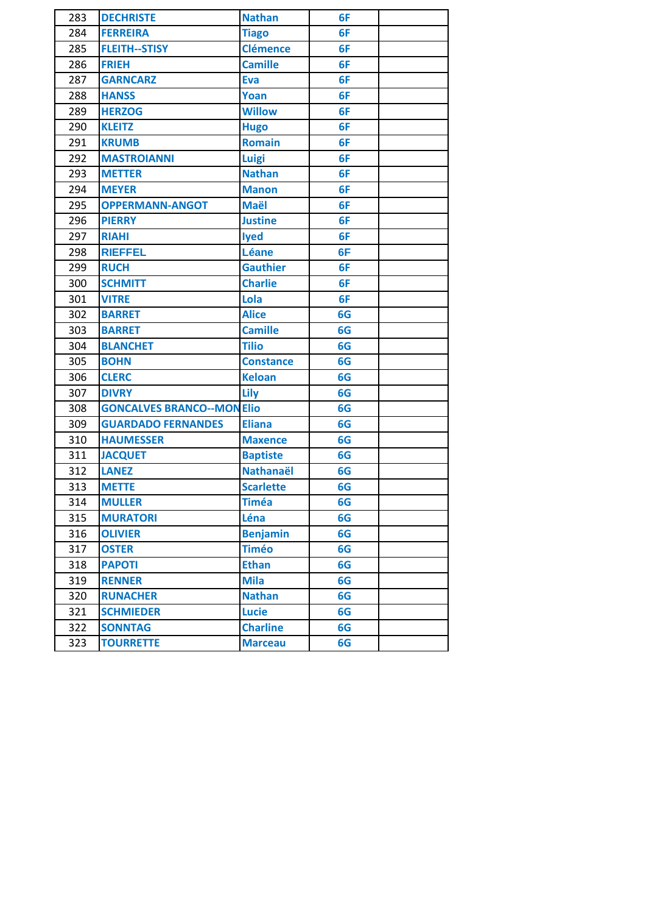| | | | | |
|---|---|---|---|---|
| 283 | DECHRISTE | Nathan | 6F | |
| 284 | FERREIRA | Tiago | 6F | |
| 285 | FLEITH--STISY | Clémence | 6F | |
| 286 | FRIEH | Camille | 6F | |
| 287 | GARNCARZ | Eva | 6F | |
| 288 | HANSS | Yoan | 6F | |
| 289 | HERZOG | Willow | 6F | |
| 290 | KLEITZ | Hugo | 6F | |
| 291 | KRUMB | Romain | 6F | |
| 292 | MASTROIANNI | Luigi | 6F | |
| 293 | METTER | Nathan | 6F | |
| 294 | MEYER | Manon | 6F | |
| 295 | OPPERMANN-ANGOT | Maël | 6F | |
| 296 | PIERRY | Justine | 6F | |
| 297 | RIAHI | Iyed | 6F | |
| 298 | RIEFFEL | Léane | 6F | |
| 299 | RUCH | Gauthier | 6F | |
| 300 | SCHMITT | Charlie | 6F | |
| 301 | VITRE | Lola | 6F | |
| 302 | BARRET | Alice | 6G | |
| 303 | BARRET | Camille | 6G | |
| 304 | BLANCHET | Tilio | 6G | |
| 305 | BOHN | Constance | 6G | |
| 306 | CLERC | Keloan | 6G | |
| 307 | DIVRY | Lily | 6G | |
| 308 | GONCALVES BRANCO--MON | Elio | 6G | |
| 309 | GUARDADO FERNANDES | Eliana | 6G | |
| 310 | HAUMESSER | Maxence | 6G | |
| 311 | JACQUET | Baptiste | 6G | |
| 312 | LANEZ | Nathanaël | 6G | |
| 313 | METTE | Scarlette | 6G | |
| 314 | MULLER | Timéa | 6G | |
| 315 | MURATORI | Léna | 6G | |
| 316 | OLIVIER | Benjamin | 6G | |
| 317 | OSTER | Timéo | 6G | |
| 318 | PAPOTI | Ethan | 6G | |
| 319 | RENNER | Mila | 6G | |
| 320 | RUNACHER | Nathan | 6G | |
| 321 | SCHMIEDER | Lucie | 6G | |
| 322 | SONNTAG | Charline | 6G | |
| 323 | TOURRETTE | Marceau | 6G | |